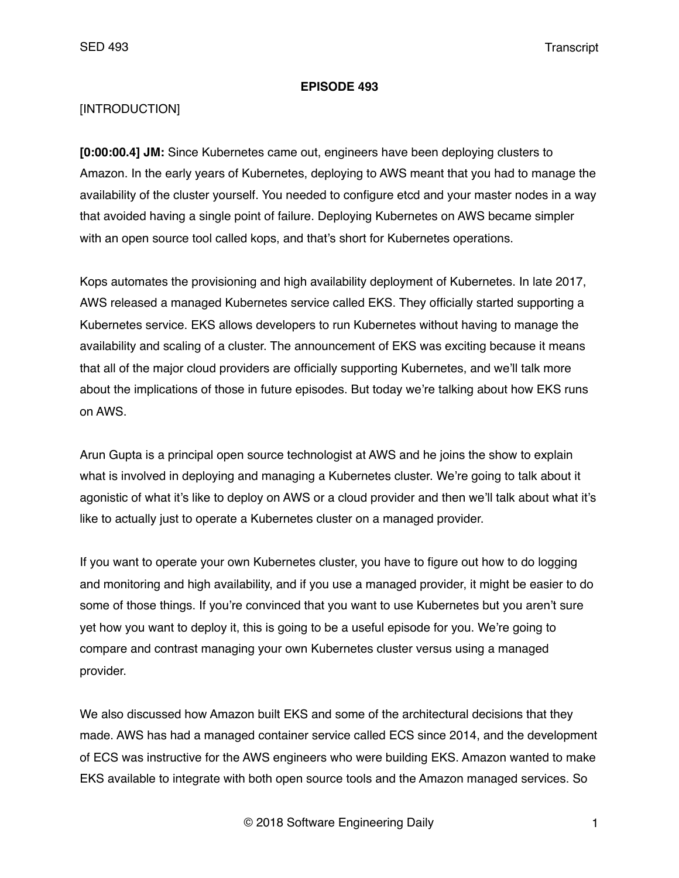**EPISODE 493**

[INTRODUCTION]

**[0:00:00.4] JM:** Since Kubernetes came out, engineers have been deploying clusters to Amazon. In the early years of Kubernetes, deploying to AWS meant that you had to manage the availability of the cluster yourself. You needed to configure etcd and your master nodes in a way that avoided having a single point of failure. Deploying Kubernetes on AWS became simpler with an open source tool called kops, and that's short for Kubernetes operations.

Kops automates the provisioning and high availability deployment of Kubernetes. In late 2017, AWS released a managed Kubernetes service called EKS. They officially started supporting a Kubernetes service. EKS allows developers to run Kubernetes without having to manage the availability and scaling of a cluster. The announcement of EKS was exciting because it means that all of the major cloud providers are officially supporting Kubernetes, and we'll talk more about the implications of those in future episodes. But today we're talking about how EKS runs on AWS.

Arun Gupta is a principal open source technologist at AWS and he joins the show to explain what is involved in deploying and managing a Kubernetes cluster. We're going to talk about it agonistic of what it's like to deploy on AWS or a cloud provider and then we'll talk about what it's like to actually just to operate a Kubernetes cluster on a managed provider.

If you want to operate your own Kubernetes cluster, you have to figure out how to do logging and monitoring and high availability, and if you use a managed provider, it might be easier to do some of those things. If you're convinced that you want to use Kubernetes but you aren't sure yet how you want to deploy it, this is going to be a useful episode for you. We're going to compare and contrast managing your own Kubernetes cluster versus using a managed provider.

We also discussed how Amazon built EKS and some of the architectural decisions that they made. AWS has had a managed container service called ECS since 2014, and the development of ECS was instructive for the AWS engineers who were building EKS. Amazon wanted to make EKS available to integrate with both open source tools and the Amazon managed services. So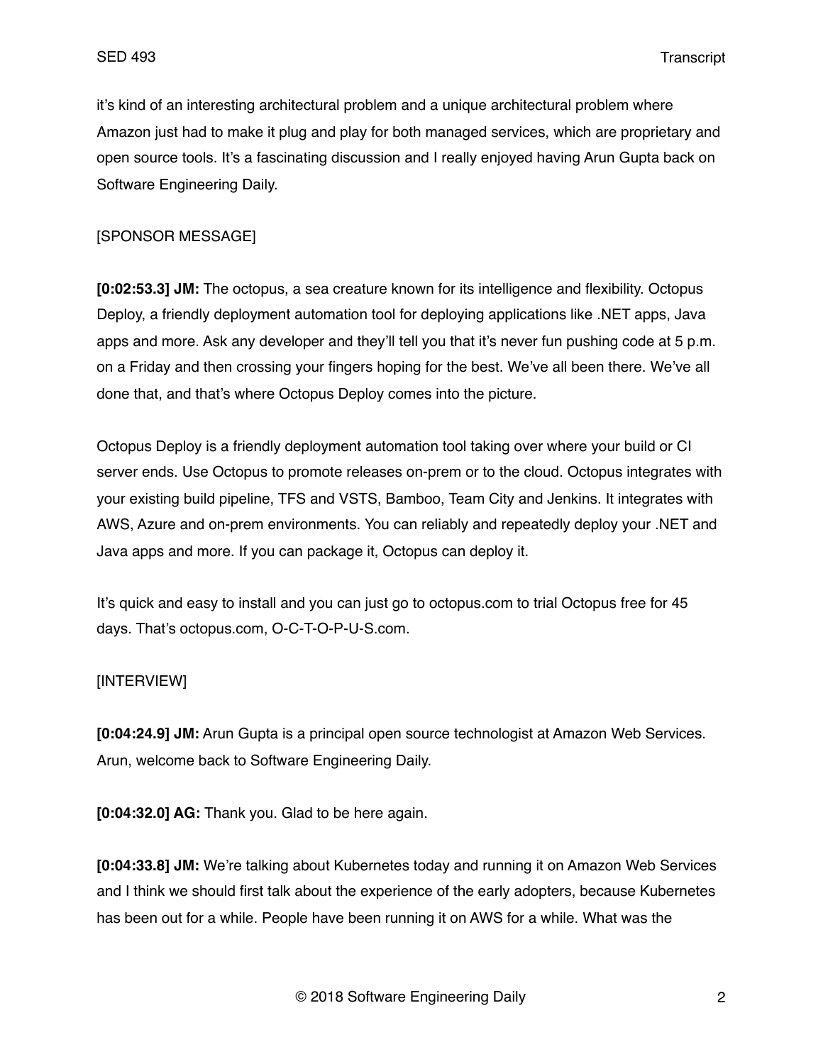it's kind of an interesting architectural problem and a unique architectural problem where Amazon just had to make it plug and play for both managed services, which are proprietary and open source tools. It's a fascinating discussion and I really enjoyed having Arun Gupta back on Software Engineering Daily.

[SPONSOR MESSAGE]

**[0:02:53.3] JM:** The octopus, a sea creature known for its intelligence and flexibility. Octopus Deploy, a friendly deployment automation tool for deploying applications like .NET apps, Java apps and more. Ask any developer and they'll tell you that it's never fun pushing code at 5 p.m. on a Friday and then crossing your fingers hoping for the best. We've all been there. We've all done that, and that's where Octopus Deploy comes into the picture.

Octopus Deploy is a friendly deployment automation tool taking over where your build or CI server ends. Use Octopus to promote releases on-prem or to the cloud. Octopus integrates with your existing build pipeline, TFS and VSTS, Bamboo, Team City and Jenkins. It integrates with AWS, Azure and on-prem environments. You can reliably and repeatedly deploy your .NET and Java apps and more. If you can package it, Octopus can deploy it.

It's quick and easy to install and you can just go to octopus.com to trial Octopus free for 45 days. That's octopus.com, O-C-T-O-P-U-S.com.

[INTERVIEW]

**[0:04:24.9] JM:** Arun Gupta is a principal open source technologist at Amazon Web Services. Arun, welcome back to Software Engineering Daily.

**[0:04:32.0] AG:** Thank you. Glad to be here again.

**[0:04:33.8] JM:** We're talking about Kubernetes today and running it on Amazon Web Services and I think we should first talk about the experience of the early adopters, because Kubernetes has been out for a while. People have been running it on AWS for a while. What was the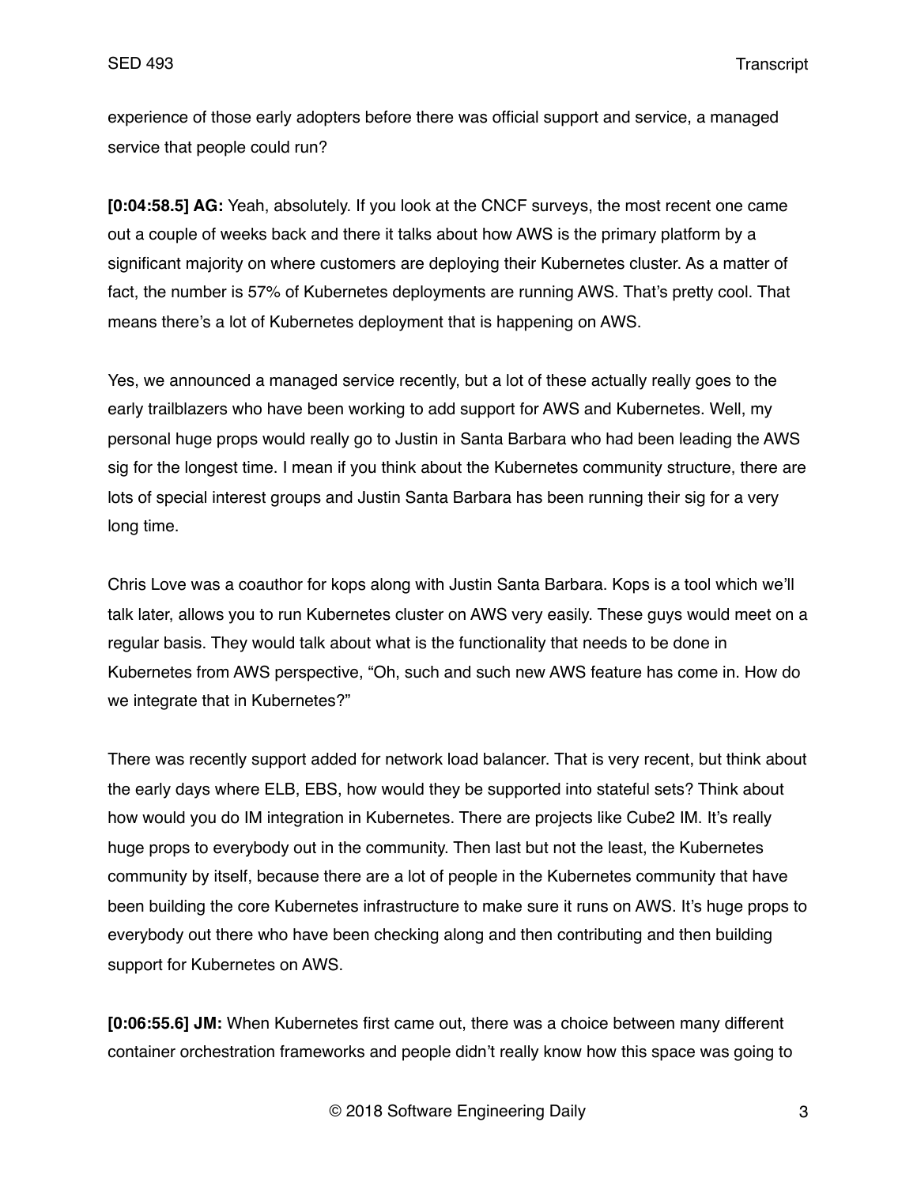experience of those early adopters before there was official support and service, a managed service that people could run?

**[0:04:58.5] AG:** Yeah, absolutely. If you look at the CNCF surveys, the most recent one came out a couple of weeks back and there it talks about how AWS is the primary platform by a significant majority on where customers are deploying their Kubernetes cluster. As a matter of fact, the number is 57% of Kubernetes deployments are running AWS. That's pretty cool. That means there's a lot of Kubernetes deployment that is happening on AWS.

Yes, we announced a managed service recently, but a lot of these actually really goes to the early trailblazers who have been working to add support for AWS and Kubernetes. Well, my personal huge props would really go to Justin in Santa Barbara who had been leading the AWS sig for the longest time. I mean if you think about the Kubernetes community structure, there are lots of special interest groups and Justin Santa Barbara has been running their sig for a very long time.

Chris Love was a coauthor for kops along with Justin Santa Barbara. Kops is a tool which we'll talk later, allows you to run Kubernetes cluster on AWS very easily. These guys would meet on a regular basis. They would talk about what is the functionality that needs to be done in Kubernetes from AWS perspective, "Oh, such and such new AWS feature has come in. How do we integrate that in Kubernetes?"

There was recently support added for network load balancer. That is very recent, but think about the early days where ELB, EBS, how would they be supported into stateful sets? Think about how would you do IM integration in Kubernetes. There are projects like Cube2 IM. It's really huge props to everybody out in the community. Then last but not the least, the Kubernetes community by itself, because there are a lot of people in the Kubernetes community that have been building the core Kubernetes infrastructure to make sure it runs on AWS. It's huge props to everybody out there who have been checking along and then contributing and then building support for Kubernetes on AWS.

**[0:06:55.6] JM:** When Kubernetes first came out, there was a choice between many different container orchestration frameworks and people didn't really know how this space was going to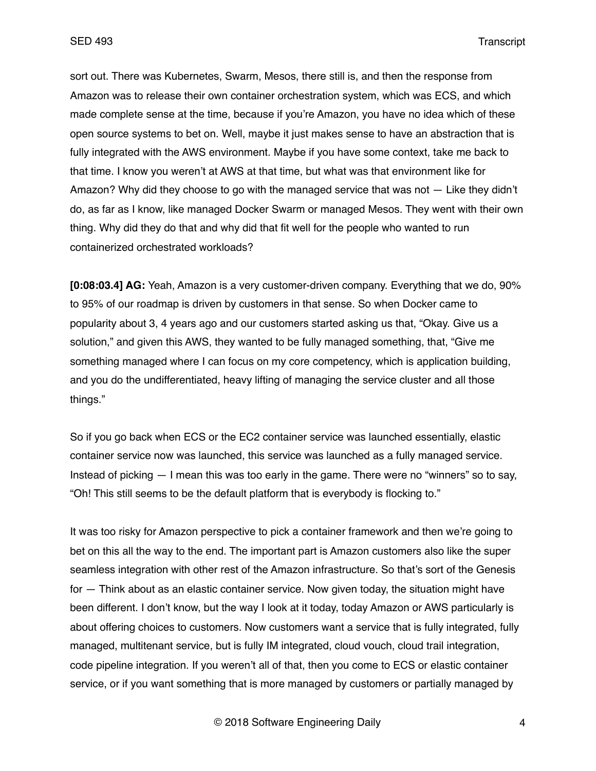sort out. There was Kubernetes, Swarm, Mesos, there still is, and then the response from Amazon was to release their own container orchestration system, which was ECS, and which made complete sense at the time, because if you're Amazon, you have no idea which of these open source systems to bet on. Well, maybe it just makes sense to have an abstraction that is fully integrated with the AWS environment. Maybe if you have some context, take me back to that time. I know you weren't at AWS at that time, but what was that environment like for Amazon? Why did they choose to go with the managed service that was not — Like they didn't do, as far as I know, like managed Docker Swarm or managed Mesos. They went with their own thing. Why did they do that and why did that fit well for the people who wanted to run containerized orchestrated workloads?

**[0:08:03.4] AG:** Yeah, Amazon is a very customer-driven company. Everything that we do, 90% to 95% of our roadmap is driven by customers in that sense. So when Docker came to popularity about 3, 4 years ago and our customers started asking us that, "Okay. Give us a solution," and given this AWS, they wanted to be fully managed something, that, "Give me something managed where I can focus on my core competency, which is application building, and you do the undifferentiated, heavy lifting of managing the service cluster and all those things."

So if you go back when ECS or the EC2 container service was launched essentially, elastic container service now was launched, this service was launched as a fully managed service. Instead of picking — I mean this was too early in the game. There were no "winners" so to say, "Oh! This still seems to be the default platform that is everybody is flocking to."

It was too risky for Amazon perspective to pick a container framework and then we're going to bet on this all the way to the end. The important part is Amazon customers also like the super seamless integration with other rest of the Amazon infrastructure. So that's sort of the Genesis for — Think about as an elastic container service. Now given today, the situation might have been different. I don't know, but the way I look at it today, today Amazon or AWS particularly is about offering choices to customers. Now customers want a service that is fully integrated, fully managed, multitenant service, but is fully IM integrated, cloud vouch, cloud trail integration, code pipeline integration. If you weren't all of that, then you come to ECS or elastic container service, or if you want something that is more managed by customers or partially managed by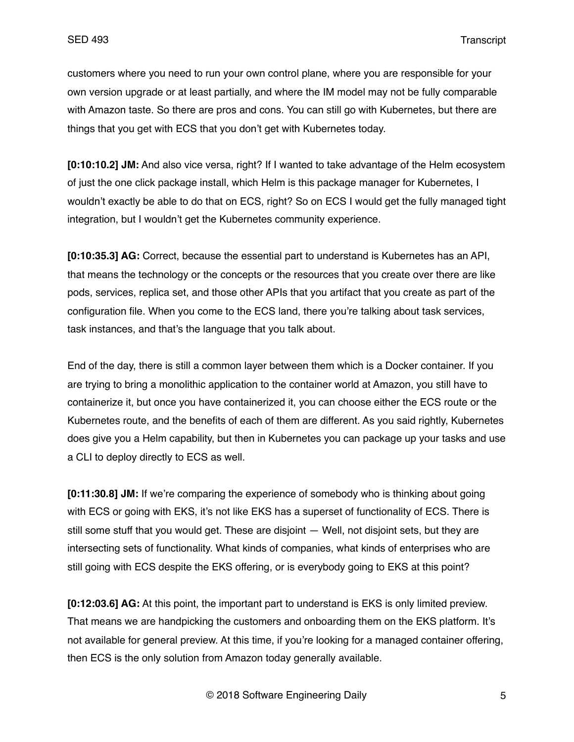customers where you need to run your own control plane, where you are responsible for your own version upgrade or at least partially, and where the IM model may not be fully comparable with Amazon taste. So there are pros and cons. You can still go with Kubernetes, but there are things that you get with ECS that you don't get with Kubernetes today.

**[0:10:10.2] JM:** And also vice versa, right? If I wanted to take advantage of the Helm ecosystem of just the one click package install, which Helm is this package manager for Kubernetes, I wouldn't exactly be able to do that on ECS, right? So on ECS I would get the fully managed tight integration, but I wouldn't get the Kubernetes community experience.

**[0:10:35.3] AG:** Correct, because the essential part to understand is Kubernetes has an API, that means the technology or the concepts or the resources that you create over there are like pods, services, replica set, and those other APIs that you artifact that you create as part of the configuration file. When you come to the ECS land, there you're talking about task services, task instances, and that's the language that you talk about.

End of the day, there is still a common layer between them which is a Docker container. If you are trying to bring a monolithic application to the container world at Amazon, you still have to containerize it, but once you have containerized it, you can choose either the ECS route or the Kubernetes route, and the benefits of each of them are different. As you said rightly, Kubernetes does give you a Helm capability, but then in Kubernetes you can package up your tasks and use a CLI to deploy directly to ECS as well.

**[0:11:30.8] JM:** If we're comparing the experience of somebody who is thinking about going with ECS or going with EKS, it's not like EKS has a superset of functionality of ECS. There is still some stuff that you would get. These are disjoint — Well, not disjoint sets, but they are intersecting sets of functionality. What kinds of companies, what kinds of enterprises who are still going with ECS despite the EKS offering, or is everybody going to EKS at this point?

**[0:12:03.6] AG:** At this point, the important part to understand is EKS is only limited preview. That means we are handpicking the customers and onboarding them on the EKS platform. It's not available for general preview. At this time, if you're looking for a managed container offering, then ECS is the only solution from Amazon today generally available.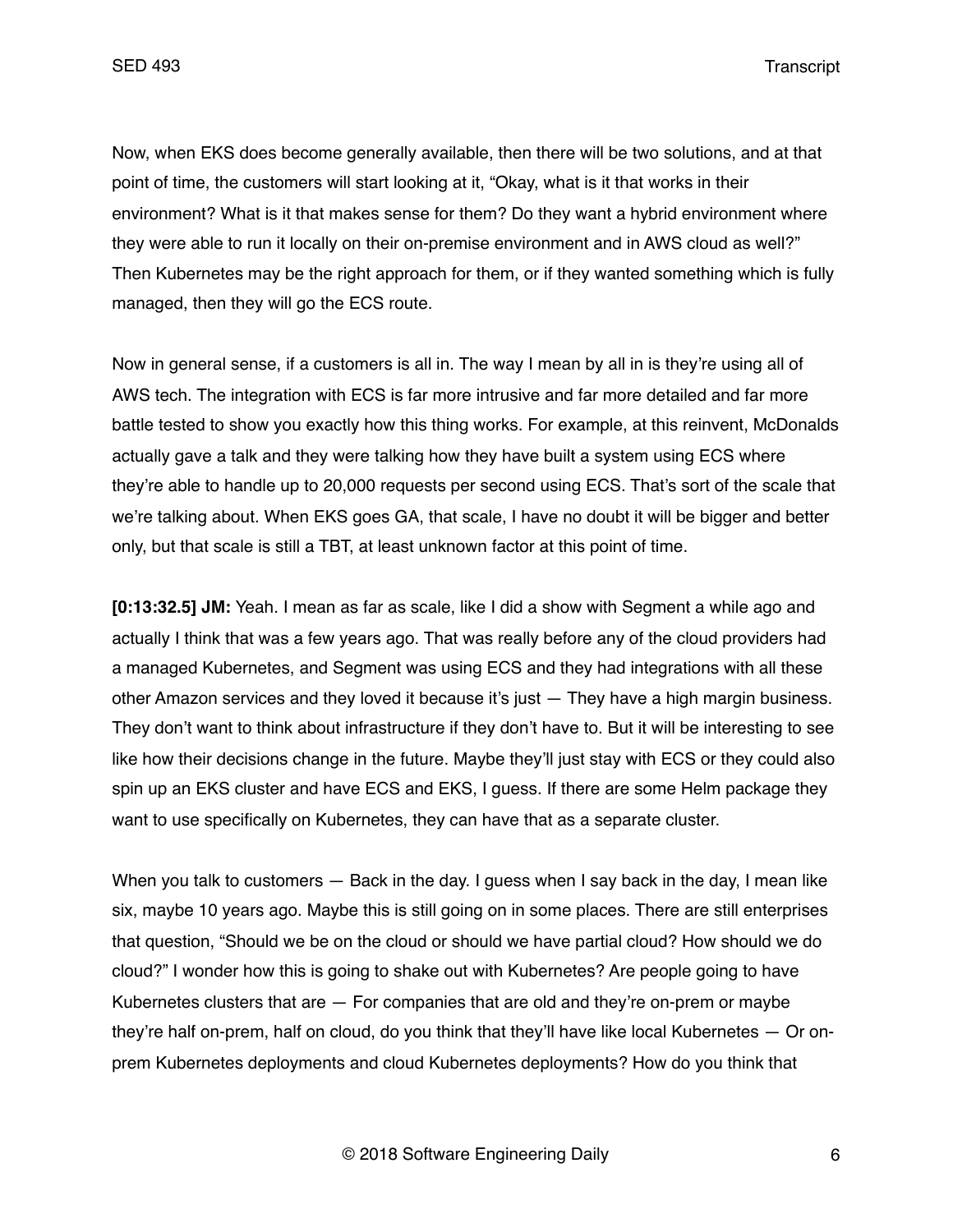Now, when EKS does become generally available, then there will be two solutions, and at that point of time, the customers will start looking at it, "Okay, what is it that works in their environment? What is it that makes sense for them? Do they want a hybrid environment where they were able to run it locally on their on-premise environment and in AWS cloud as well?" Then Kubernetes may be the right approach for them, or if they wanted something which is fully managed, then they will go the ECS route.

Now in general sense, if a customers is all in. The way I mean by all in is they're using all of AWS tech. The integration with ECS is far more intrusive and far more detailed and far more battle tested to show you exactly how this thing works. For example, at this reinvent, McDonalds actually gave a talk and they were talking how they have built a system using ECS where they're able to handle up to 20,000 requests per second using ECS. That's sort of the scale that we're talking about. When EKS goes GA, that scale, I have no doubt it will be bigger and better only, but that scale is still a TBT, at least unknown factor at this point of time.

**[0:13:32.5] JM:** Yeah. I mean as far as scale, like I did a show with Segment a while ago and actually I think that was a few years ago. That was really before any of the cloud providers had a managed Kubernetes, and Segment was using ECS and they had integrations with all these other Amazon services and they loved it because it's just — They have a high margin business. They don't want to think about infrastructure if they don't have to. But it will be interesting to see like how their decisions change in the future. Maybe they'll just stay with ECS or they could also spin up an EKS cluster and have ECS and EKS, I guess. If there are some Helm package they want to use specifically on Kubernetes, they can have that as a separate cluster.

When you talk to customers — Back in the day. I guess when I say back in the day, I mean like six, maybe 10 years ago. Maybe this is still going on in some places. There are still enterprises that question, "Should we be on the cloud or should we have partial cloud? How should we do cloud?" I wonder how this is going to shake out with Kubernetes? Are people going to have Kubernetes clusters that are — For companies that are old and they're on-prem or maybe they're half on-prem, half on cloud, do you think that they'll have like local Kubernetes — Or on-prem Kubernetes deployments and cloud Kubernetes deployments? How do you think that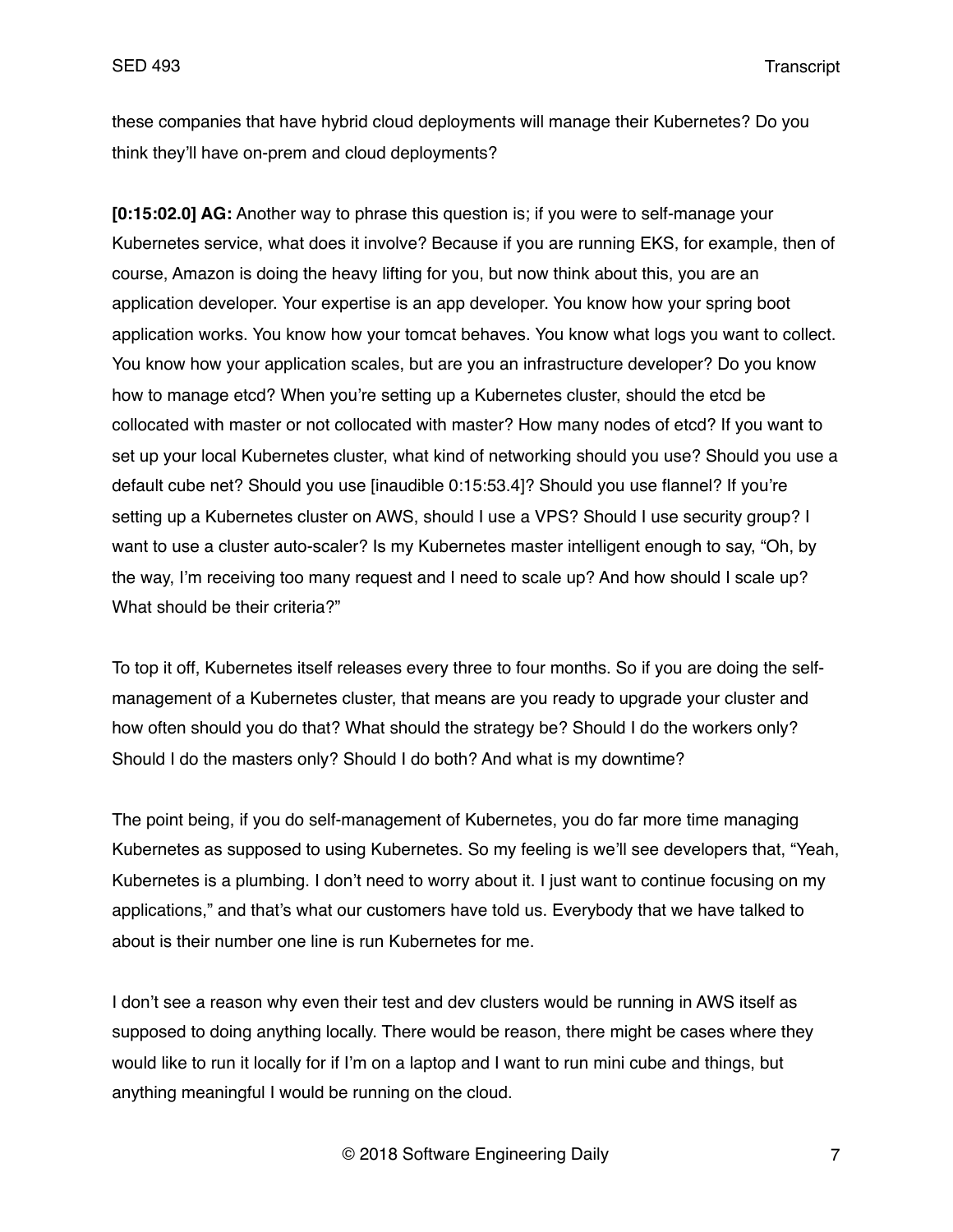these companies that have hybrid cloud deployments will manage their Kubernetes? Do you think they'll have on-prem and cloud deployments?

**[0:15:02.0] AG:** Another way to phrase this question is; if you were to self-manage your Kubernetes service, what does it involve? Because if you are running EKS, for example, then of course, Amazon is doing the heavy lifting for you, but now think about this, you are an application developer. Your expertise is an app developer. You know how your spring boot application works. You know how your tomcat behaves. You know what logs you want to collect. You know how your application scales, but are you an infrastructure developer? Do you know how to manage etcd? When you're setting up a Kubernetes cluster, should the etcd be collocated with master or not collocated with master? How many nodes of etcd? If you want to set up your local Kubernetes cluster, what kind of networking should you use? Should you use a default cube net? Should you use [inaudible 0:15:53.4]? Should you use flannel? If you're setting up a Kubernetes cluster on AWS, should I use a VPS? Should I use security group? I want to use a cluster auto-scaler? Is my Kubernetes master intelligent enough to say, "Oh, by the way, I'm receiving too many request and I need to scale up? And how should I scale up? What should be their criteria?"

To top it off, Kubernetes itself releases every three to four months. So if you are doing the self-management of a Kubernetes cluster, that means are you ready to upgrade your cluster and how often should you do that? What should the strategy be? Should I do the workers only? Should I do the masters only? Should I do both? And what is my downtime?

The point being, if you do self-management of Kubernetes, you do far more time managing Kubernetes as supposed to using Kubernetes. So my feeling is we'll see developers that, "Yeah, Kubernetes is a plumbing. I don't need to worry about it. I just want to continue focusing on my applications," and that's what our customers have told us. Everybody that we have talked to about is their number one line is run Kubernetes for me.

I don't see a reason why even their test and dev clusters would be running in AWS itself as supposed to doing anything locally. There would be reason, there might be cases where they would like to run it locally for if I'm on a laptop and I want to run mini cube and things, but anything meaningful I would be running on the cloud.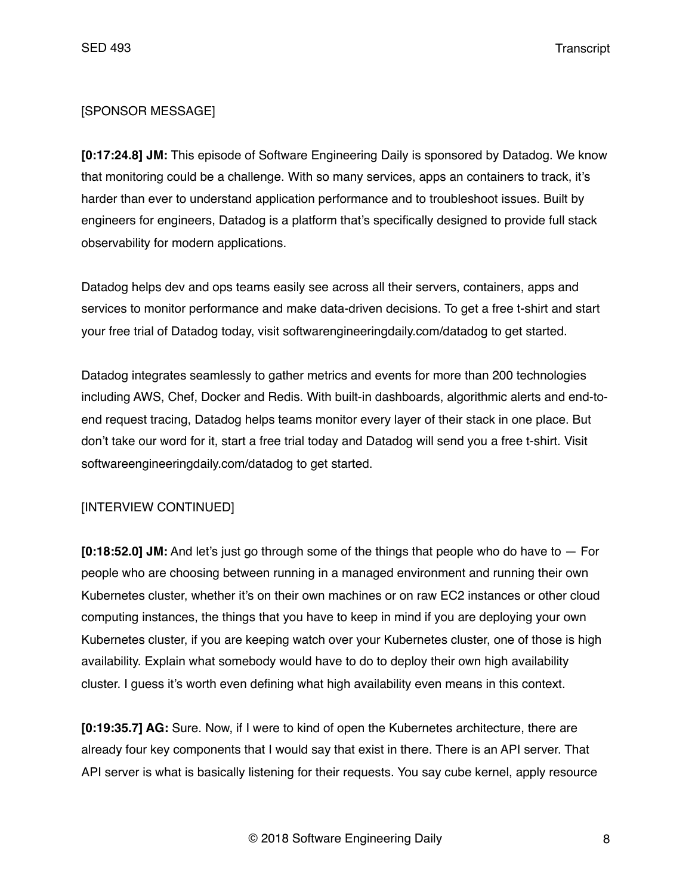[SPONSOR MESSAGE]

**[0:17:24.8] JM:** This episode of Software Engineering Daily is sponsored by Datadog. We know that monitoring could be a challenge. With so many services, apps an containers to track, it's harder than ever to understand application performance and to troubleshoot issues. Built by engineers for engineers, Datadog is a platform that's specifically designed to provide full stack observability for modern applications.

Datadog helps dev and ops teams easily see across all their servers, containers, apps and services to monitor performance and make data-driven decisions. To get a free t-shirt and start your free trial of Datadog today, visit softwarengineeringdaily.com/datadog to get started.

Datadog integrates seamlessly to gather metrics and events for more than 200 technologies including AWS, Chef, Docker and Redis. With built-in dashboards, algorithmic alerts and end-to-end request tracing, Datadog helps teams monitor every layer of their stack in one place. But don't take our word for it, start a free trial today and Datadog will send you a free t-shirt. Visit softwareengineeringdaily.com/datadog to get started.

[INTERVIEW CONTINUED]

**[0:18:52.0] JM:** And let's just go through some of the things that people who do have to — For people who are choosing between running in a managed environment and running their own Kubernetes cluster, whether it's on their own machines or on raw EC2 instances or other cloud computing instances, the things that you have to keep in mind if you are deploying your own Kubernetes cluster, if you are keeping watch over your Kubernetes cluster, one of those is high availability. Explain what somebody would have to do to deploy their own high availability cluster. I guess it's worth even defining what high availability even means in this context.

**[0:19:35.7] AG:** Sure. Now, if I were to kind of open the Kubernetes architecture, there are already four key components that I would say that exist in there. There is an API server. That API server is what is basically listening for their requests. You say cube kernel, apply resource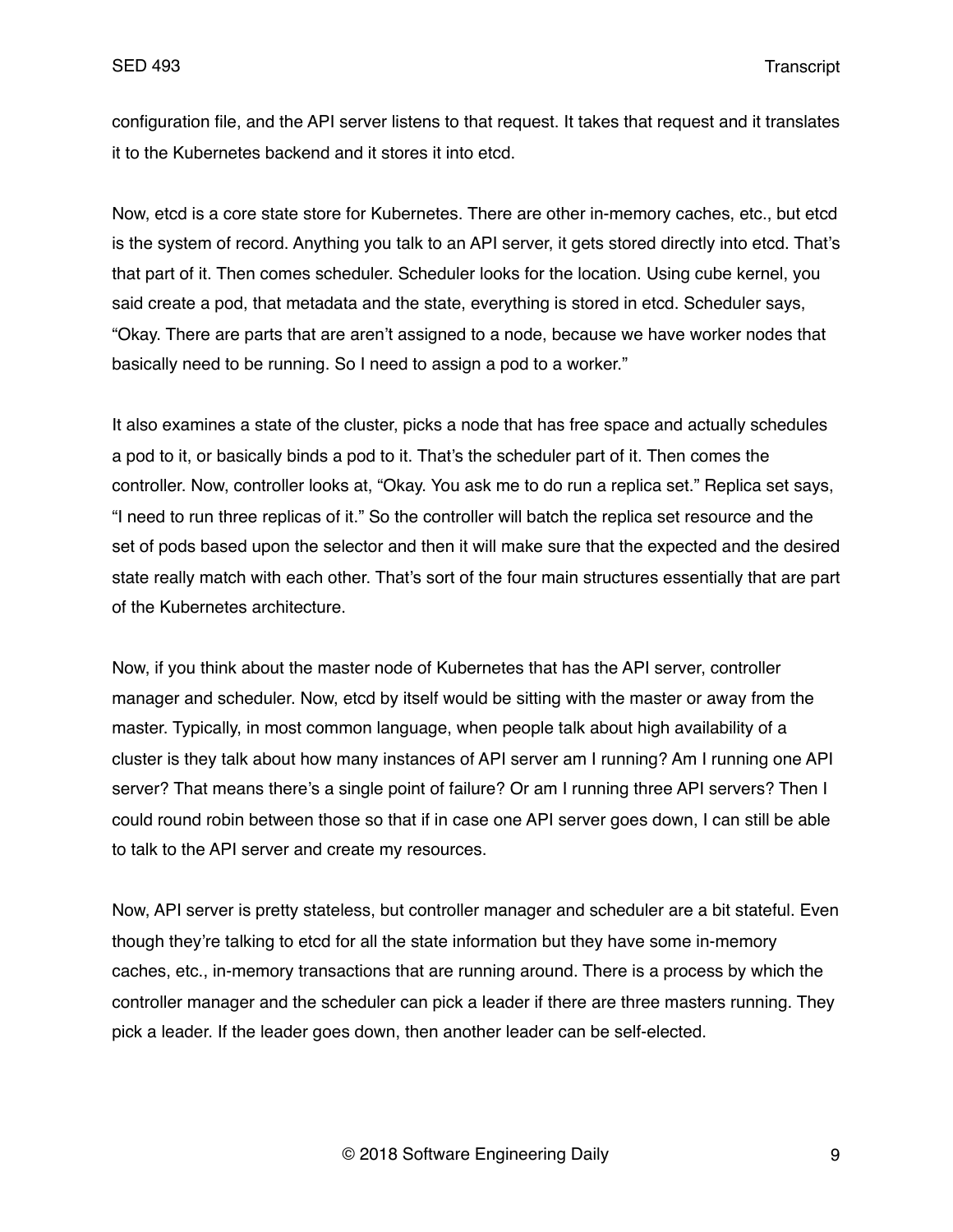configuration file, and the API server listens to that request. It takes that request and it translates it to the Kubernetes backend and it stores it into etcd.

Now, etcd is a core state store for Kubernetes. There are other in-memory caches, etc., but etcd is the system of record. Anything you talk to an API server, it gets stored directly into etcd. That's that part of it. Then comes scheduler. Scheduler looks for the location. Using cube kernel, you said create a pod, that metadata and the state, everything is stored in etcd. Scheduler says, "Okay. There are parts that are aren't assigned to a node, because we have worker nodes that basically need to be running. So I need to assign a pod to a worker."

It also examines a state of the cluster, picks a node that has free space and actually schedules a pod to it, or basically binds a pod to it. That's the scheduler part of it. Then comes the controller. Now, controller looks at, "Okay. You ask me to do run a replica set." Replica set says, "I need to run three replicas of it." So the controller will batch the replica set resource and the set of pods based upon the selector and then it will make sure that the expected and the desired state really match with each other. That's sort of the four main structures essentially that are part of the Kubernetes architecture.

Now, if you think about the master node of Kubernetes that has the API server, controller manager and scheduler. Now, etcd by itself would be sitting with the master or away from the master. Typically, in most common language, when people talk about high availability of a cluster is they talk about how many instances of API server am I running? Am I running one API server? That means there's a single point of failure? Or am I running three API servers? Then I could round robin between those so that if in case one API server goes down, I can still be able to talk to the API server and create my resources.

Now, API server is pretty stateless, but controller manager and scheduler are a bit stateful. Even though they're talking to etcd for all the state information but they have some in-memory caches, etc., in-memory transactions that are running around. There is a process by which the controller manager and the scheduler can pick a leader if there are three masters running. They pick a leader. If the leader goes down, then another leader can be self-elected.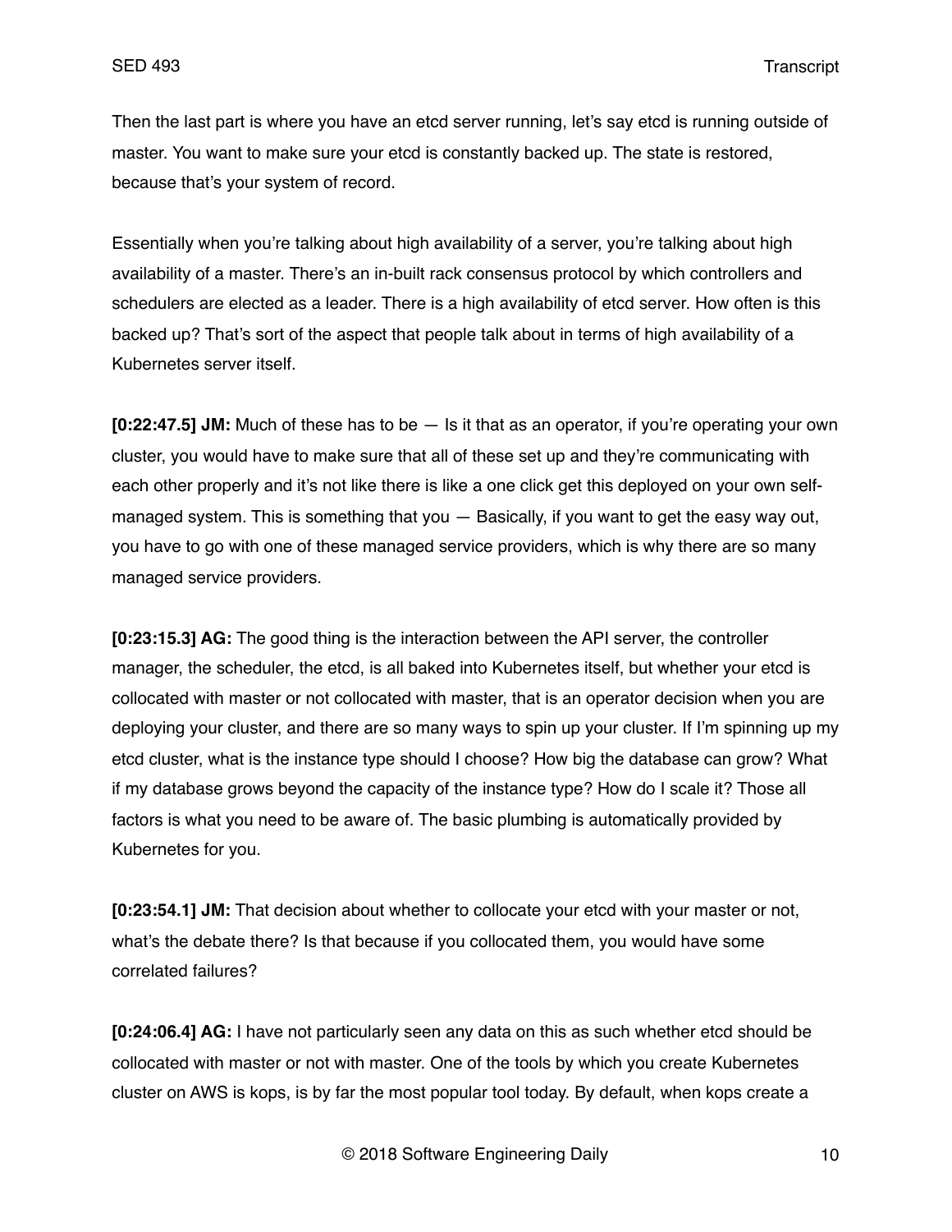Then the last part is where you have an etcd server running, let's say etcd is running outside of master. You want to make sure your etcd is constantly backed up. The state is restored, because that's your system of record.

Essentially when you're talking about high availability of a server, you're talking about high availability of a master. There's an in-built rack consensus protocol by which controllers and schedulers are elected as a leader. There is a high availability of etcd server. How often is this backed up? That's sort of the aspect that people talk about in terms of high availability of a Kubernetes server itself.

**[0:22:47.5] JM:** Much of these has to be — Is it that as an operator, if you're operating your own cluster, you would have to make sure that all of these set up and they're communicating with each other properly and it's not like there is like a one click get this deployed on your own self-managed system. This is something that you — Basically, if you want to get the easy way out, you have to go with one of these managed service providers, which is why there are so many managed service providers.

**[0:23:15.3] AG:** The good thing is the interaction between the API server, the controller manager, the scheduler, the etcd, is all baked into Kubernetes itself, but whether your etcd is collocated with master or not collocated with master, that is an operator decision when you are deploying your cluster, and there are so many ways to spin up your cluster. If I'm spinning up my etcd cluster, what is the instance type should I choose? How big the database can grow? What if my database grows beyond the capacity of the instance type? How do I scale it? Those all factors is what you need to be aware of. The basic plumbing is automatically provided by Kubernetes for you.

**[0:23:54.1] JM:** That decision about whether to collocate your etcd with your master or not, what's the debate there? Is that because if you collocated them, you would have some correlated failures?

**[0:24:06.4] AG:** I have not particularly seen any data on this as such whether etcd should be collocated with master or not with master. One of the tools by which you create Kubernetes cluster on AWS is kops, is by far the most popular tool today. By default, when kops create a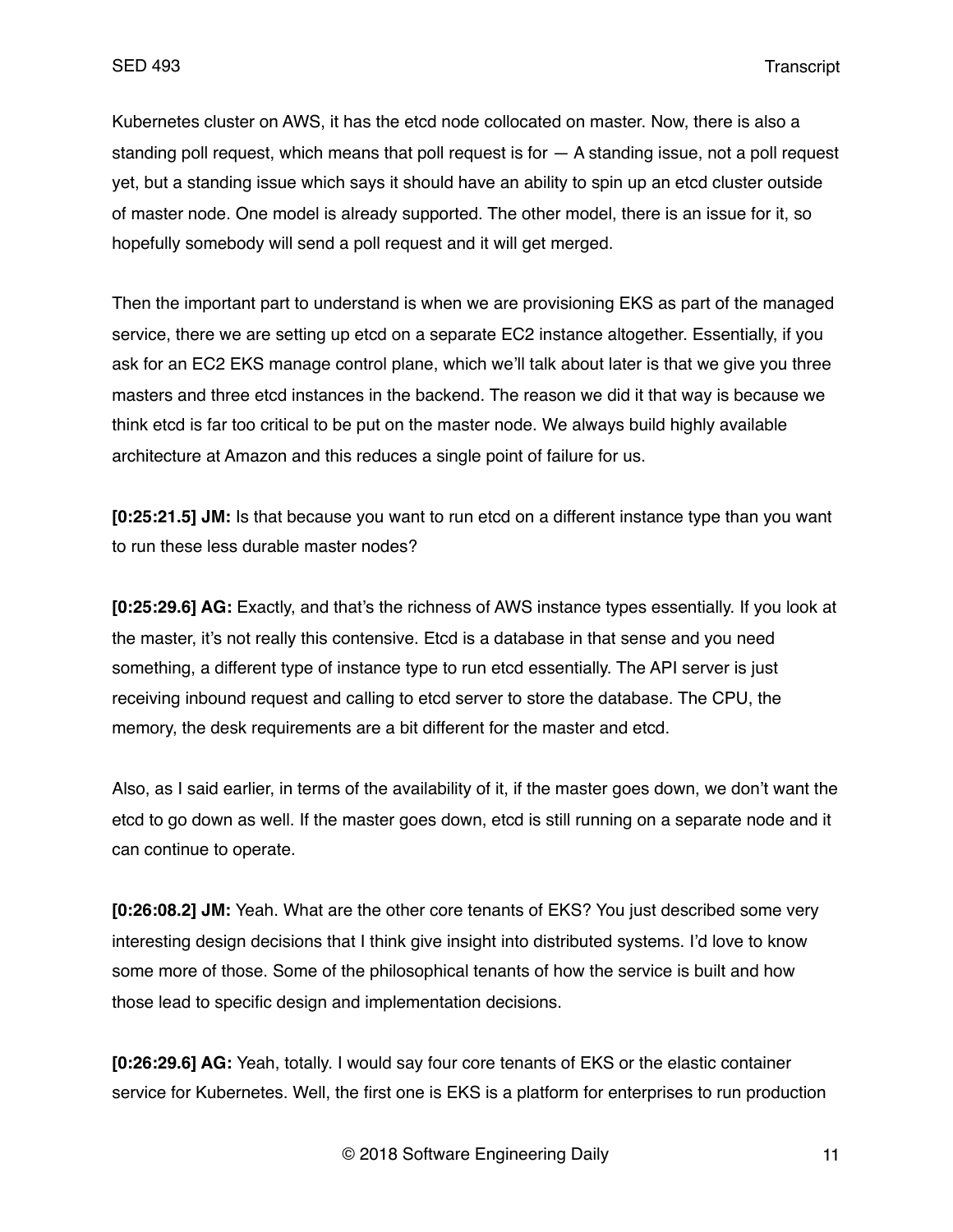Kubernetes cluster on AWS, it has the etcd node collocated on master. Now, there is also a standing poll request, which means that poll request is for — A standing issue, not a poll request yet, but a standing issue which says it should have an ability to spin up an etcd cluster outside of master node. One model is already supported. The other model, there is an issue for it, so hopefully somebody will send a poll request and it will get merged.

Then the important part to understand is when we are provisioning EKS as part of the managed service, there we are setting up etcd on a separate EC2 instance altogether. Essentially, if you ask for an EC2 EKS manage control plane, which we'll talk about later is that we give you three masters and three etcd instances in the backend. The reason we did it that way is because we think etcd is far too critical to be put on the master node. We always build highly available architecture at Amazon and this reduces a single point of failure for us.

**[0:25:21.5] JM:** Is that because you want to run etcd on a different instance type than you want to run these less durable master nodes?

**[0:25:29.6] AG:** Exactly, and that's the richness of AWS instance types essentially. If you look at the master, it's not really this contensive. Etcd is a database in that sense and you need something, a different type of instance type to run etcd essentially. The API server is just receiving inbound request and calling to etcd server to store the database. The CPU, the memory, the desk requirements are a bit different for the master and etcd.

Also, as I said earlier, in terms of the availability of it, if the master goes down, we don't want the etcd to go down as well. If the master goes down, etcd is still running on a separate node and it can continue to operate.

**[0:26:08.2] JM:** Yeah. What are the other core tenants of EKS? You just described some very interesting design decisions that I think give insight into distributed systems. I'd love to know some more of those. Some of the philosophical tenants of how the service is built and how those lead to specific design and implementation decisions.

**[0:26:29.6] AG:** Yeah, totally. I would say four core tenants of EKS or the elastic container service for Kubernetes. Well, the first one is EKS is a platform for enterprises to run production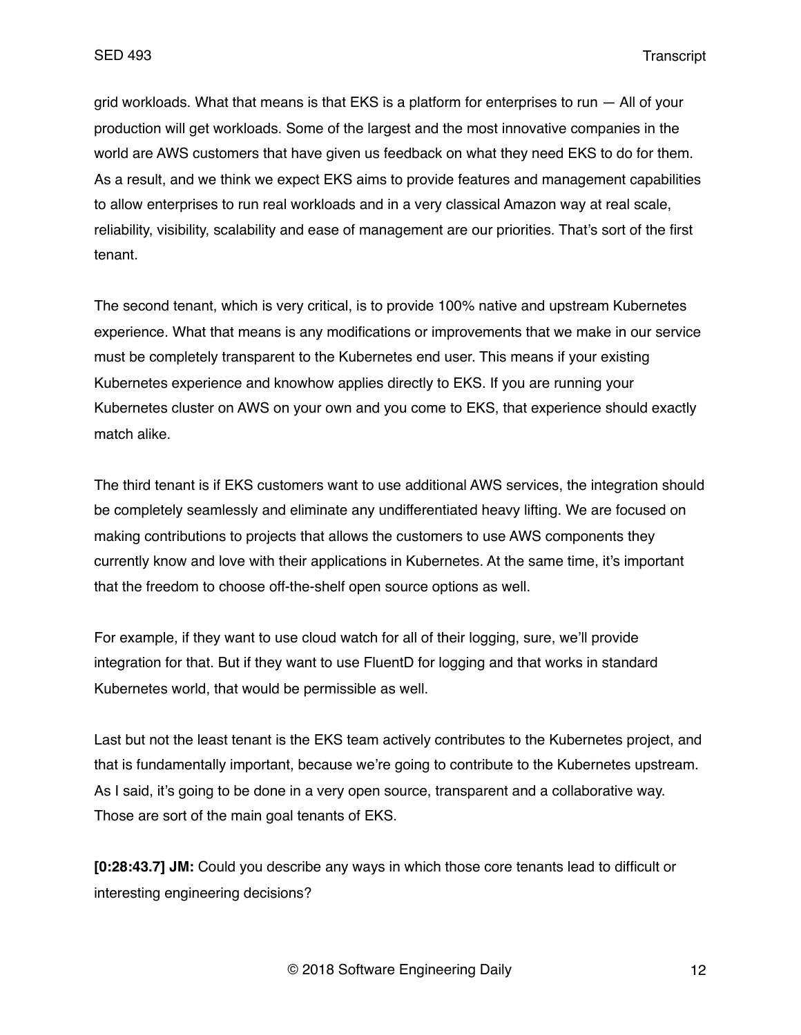grid workloads. What that means is that EKS is a platform for enterprises to run — All of your production will get workloads. Some of the largest and the most innovative companies in the world are AWS customers that have given us feedback on what they need EKS to do for them. As a result, and we think we expect EKS aims to provide features and management capabilities to allow enterprises to run real workloads and in a very classical Amazon way at real scale, reliability, visibility, scalability and ease of management are our priorities. That's sort of the first tenant.

The second tenant, which is very critical, is to provide 100% native and upstream Kubernetes experience. What that means is any modifications or improvements that we make in our service must be completely transparent to the Kubernetes end user. This means if your existing Kubernetes experience and knowhow applies directly to EKS. If you are running your Kubernetes cluster on AWS on your own and you come to EKS, that experience should exactly match alike.

The third tenant is if EKS customers want to use additional AWS services, the integration should be completely seamlessly and eliminate any undifferentiated heavy lifting. We are focused on making contributions to projects that allows the customers to use AWS components they currently know and love with their applications in Kubernetes. At the same time, it's important that the freedom to choose off-the-shelf open source options as well.

For example, if they want to use cloud watch for all of their logging, sure, we'll provide integration for that. But if they want to use FluentD for logging and that works in standard Kubernetes world, that would be permissible as well.

Last but not the least tenant is the EKS team actively contributes to the Kubernetes project, and that is fundamentally important, because we're going to contribute to the Kubernetes upstream. As I said, it's going to be done in a very open source, transparent and a collaborative way. Those are sort of the main goal tenants of EKS.

**[0:28:43.7] JM:** Could you describe any ways in which those core tenants lead to difficult or interesting engineering decisions?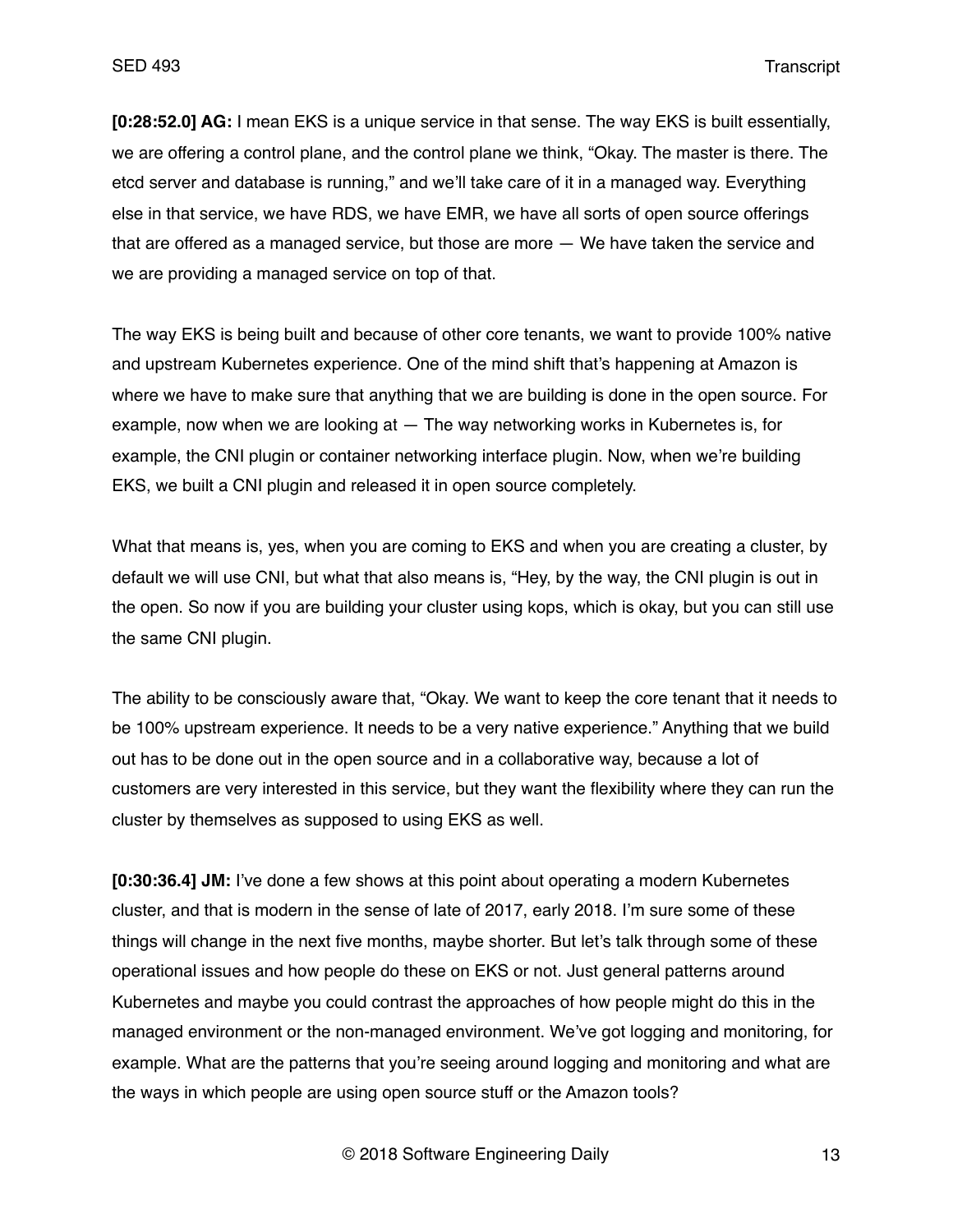**[0:28:52.0] AG:** I mean EKS is a unique service in that sense. The way EKS is built essentially, we are offering a control plane, and the control plane we think, "Okay. The master is there. The etcd server and database is running," and we'll take care of it in a managed way. Everything else in that service, we have RDS, we have EMR, we have all sorts of open source offerings that are offered as a managed service, but those are more — We have taken the service and we are providing a managed service on top of that.

The way EKS is being built and because of other core tenants, we want to provide 100% native and upstream Kubernetes experience. One of the mind shift that's happening at Amazon is where we have to make sure that anything that we are building is done in the open source. For example, now when we are looking at — The way networking works in Kubernetes is, for example, the CNI plugin or container networking interface plugin. Now, when we're building EKS, we built a CNI plugin and released it in open source completely.

What that means is, yes, when you are coming to EKS and when you are creating a cluster, by default we will use CNI, but what that also means is, "Hey, by the way, the CNI plugin is out in the open. So now if you are building your cluster using kops, which is okay, but you can still use the same CNI plugin.

The ability to be consciously aware that, "Okay. We want to keep the core tenant that it needs to be 100% upstream experience. It needs to be a very native experience." Anything that we build out has to be done out in the open source and in a collaborative way, because a lot of customers are very interested in this service, but they want the flexibility where they can run the cluster by themselves as supposed to using EKS as well.

**[0:30:36.4] JM:** I've done a few shows at this point about operating a modern Kubernetes cluster, and that is modern in the sense of late of 2017, early 2018. I'm sure some of these things will change in the next five months, maybe shorter. But let's talk through some of these operational issues and how people do these on EKS or not. Just general patterns around Kubernetes and maybe you could contrast the approaches of how people might do this in the managed environment or the non-managed environment. We've got logging and monitoring, for example. What are the patterns that you're seeing around logging and monitoring and what are the ways in which people are using open source stuff or the Amazon tools?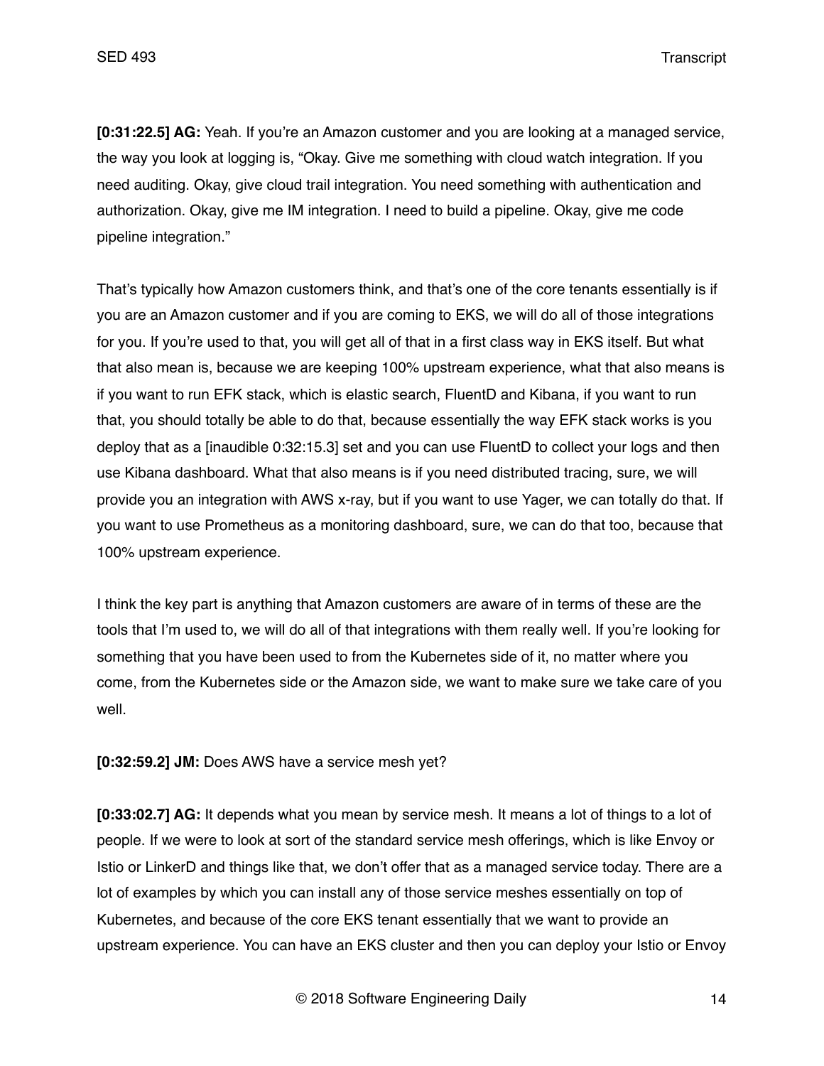**[0:31:22.5] AG:** Yeah. If you're an Amazon customer and you are looking at a managed service, the way you look at logging is, "Okay. Give me something with cloud watch integration. If you need auditing. Okay, give cloud trail integration. You need something with authentication and authorization. Okay, give me IM integration. I need to build a pipeline. Okay, give me code pipeline integration."

That's typically how Amazon customers think, and that's one of the core tenants essentially is if you are an Amazon customer and if you are coming to EKS, we will do all of those integrations for you. If you're used to that, you will get all of that in a first class way in EKS itself. But what that also mean is, because we are keeping 100% upstream experience, what that also means is if you want to run EFK stack, which is elastic search, FluentD and Kibana, if you want to run that, you should totally be able to do that, because essentially the way EFK stack works is you deploy that as a [inaudible 0:32:15.3] set and you can use FluentD to collect your logs and then use Kibana dashboard. What that also means is if you need distributed tracing, sure, we will provide you an integration with AWS x-ray, but if you want to use Yager, we can totally do that. If you want to use Prometheus as a monitoring dashboard, sure, we can do that too, because that 100% upstream experience.

I think the key part is anything that Amazon customers are aware of in terms of these are the tools that I'm used to, we will do all of that integrations with them really well. If you're looking for something that you have been used to from the Kubernetes side of it, no matter where you come, from the Kubernetes side or the Amazon side, we want to make sure we take care of you well.

**[0:32:59.2] JM:** Does AWS have a service mesh yet?

**[0:33:02.7] AG:** It depends what you mean by service mesh. It means a lot of things to a lot of people. If we were to look at sort of the standard service mesh offerings, which is like Envoy or Istio or LinkerD and things like that, we don't offer that as a managed service today. There are a lot of examples by which you can install any of those service meshes essentially on top of Kubernetes, and because of the core EKS tenant essentially that we want to provide an upstream experience. You can have an EKS cluster and then you can deploy your Istio or Envoy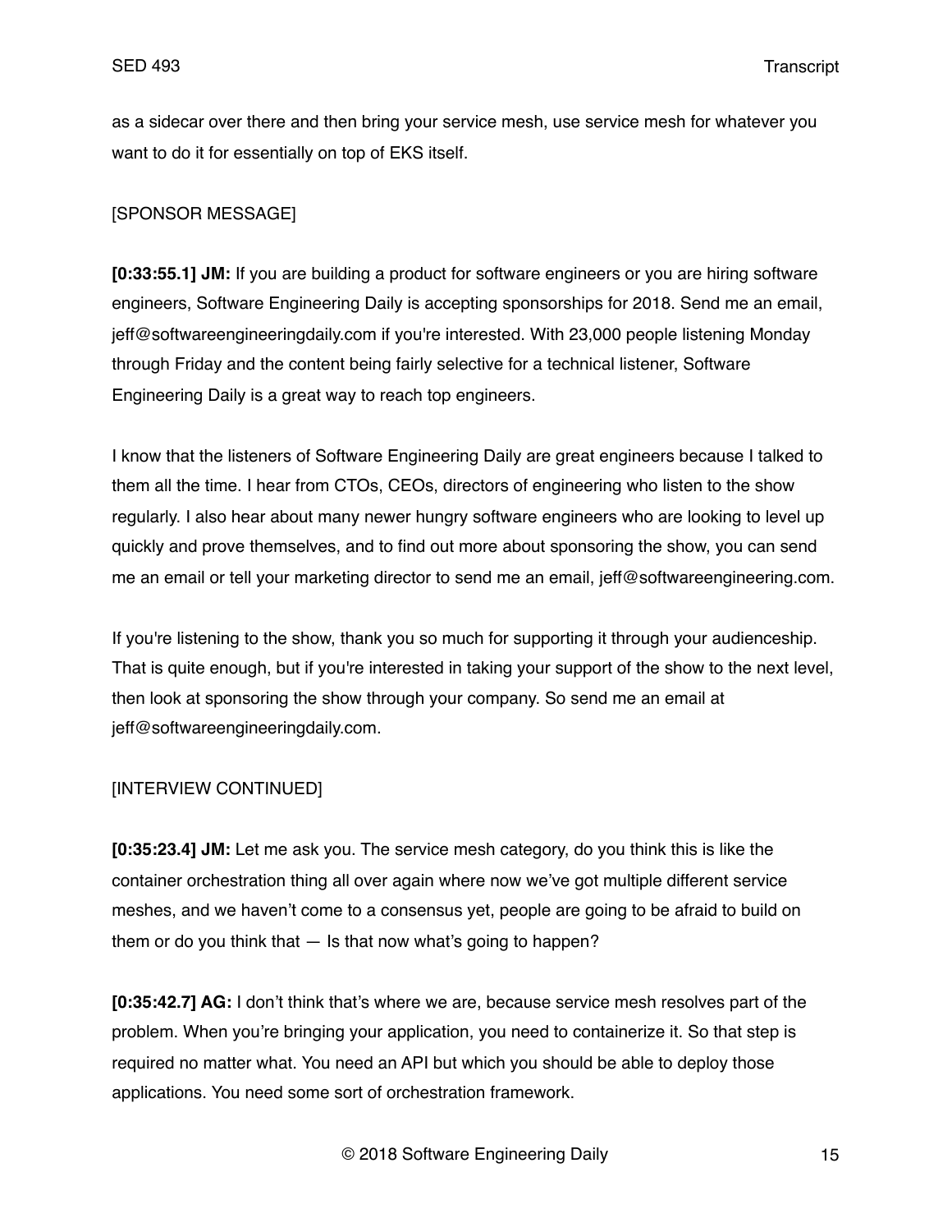as a sidecar over there and then bring your service mesh, use service mesh for whatever you want to do it for essentially on top of EKS itself.

[SPONSOR MESSAGE]

**[0:33:55.1] JM:** If you are building a product for software engineers or you are hiring software engineers, Software Engineering Daily is accepting sponsorships for 2018. Send me an email, jeff@softwareengineeringdaily.com if you're interested. With 23,000 people listening Monday through Friday and the content being fairly selective for a technical listener, Software Engineering Daily is a great way to reach top engineers.

I know that the listeners of Software Engineering Daily are great engineers because I talked to them all the time. I hear from CTOs, CEOs, directors of engineering who listen to the show regularly. I also hear about many newer hungry software engineers who are looking to level up quickly and prove themselves, and to find out more about sponsoring the show, you can send me an email or tell your marketing director to send me an email, jeff@softwareengineering.com.

If you're listening to the show, thank you so much for supporting it through your audienceship. That is quite enough, but if you're interested in taking your support of the show to the next level, then look at sponsoring the show through your company. So send me an email at jeff@softwareengineeringdaily.com.

[INTERVIEW CONTINUED]

**[0:35:23.4] JM:** Let me ask you. The service mesh category, do you think this is like the container orchestration thing all over again where now we've got multiple different service meshes, and we haven't come to a consensus yet, people are going to be afraid to build on them or do you think that — Is that now what's going to happen?

**[0:35:42.7] AG:** I don't think that's where we are, because service mesh resolves part of the problem. When you're bringing your application, you need to containerize it. So that step is required no matter what. You need an API but which you should be able to deploy those applications. You need some sort of orchestration framework.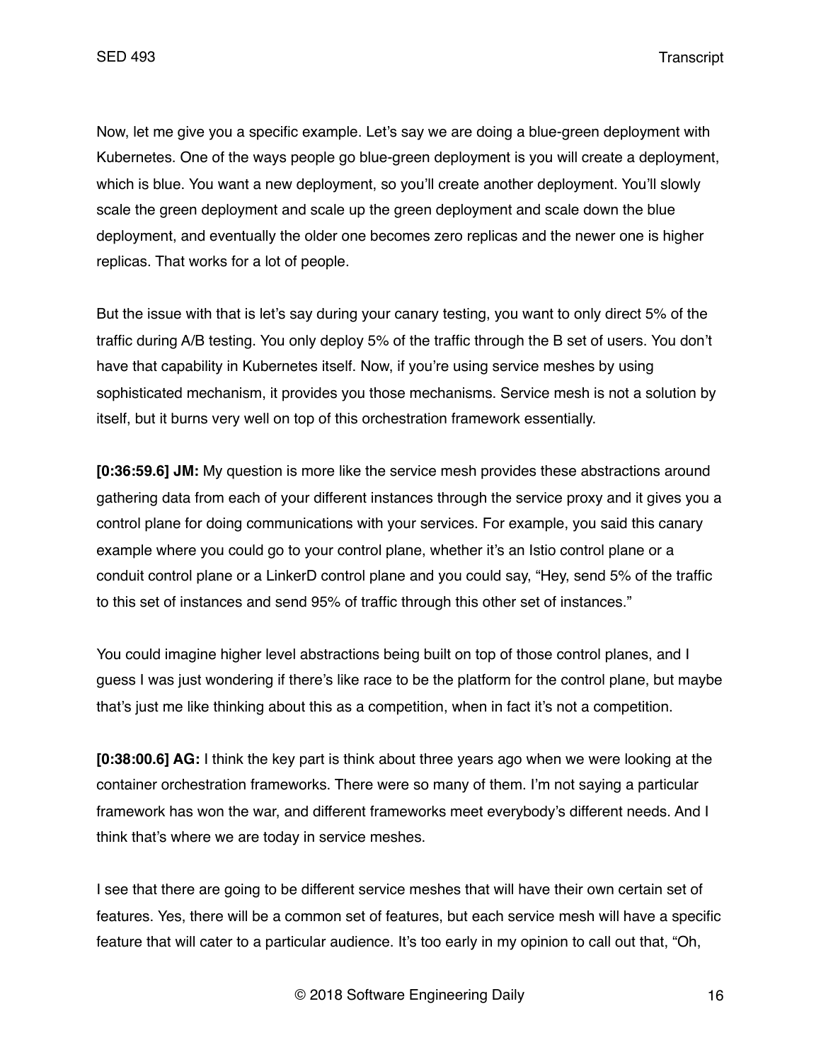Now, let me give you a specific example. Let's say we are doing a blue-green deployment with Kubernetes. One of the ways people go blue-green deployment is you will create a deployment, which is blue. You want a new deployment, so you'll create another deployment. You'll slowly scale the green deployment and scale up the green deployment and scale down the blue deployment, and eventually the older one becomes zero replicas and the newer one is higher replicas. That works for a lot of people.

But the issue with that is let's say during your canary testing, you want to only direct 5% of the traffic during A/B testing. You only deploy 5% of the traffic through the B set of users. You don't have that capability in Kubernetes itself. Now, if you're using service meshes by using sophisticated mechanism, it provides you those mechanisms. Service mesh is not a solution by itself, but it burns very well on top of this orchestration framework essentially.

**[0:36:59.6] JM:** My question is more like the service mesh provides these abstractions around gathering data from each of your different instances through the service proxy and it gives you a control plane for doing communications with your services. For example, you said this canary example where you could go to your control plane, whether it's an Istio control plane or a conduit control plane or a LinkerD control plane and you could say, "Hey, send 5% of the traffic to this set of instances and send 95% of traffic through this other set of instances."

You could imagine higher level abstractions being built on top of those control planes, and I guess I was just wondering if there's like race to be the platform for the control plane, but maybe that's just me like thinking about this as a competition, when in fact it's not a competition.

**[0:38:00.6] AG:** I think the key part is think about three years ago when we were looking at the container orchestration frameworks. There were so many of them. I'm not saying a particular framework has won the war, and different frameworks meet everybody's different needs. And I think that's where we are today in service meshes.

I see that there are going to be different service meshes that will have their own certain set of features. Yes, there will be a common set of features, but each service mesh will have a specific feature that will cater to a particular audience. It's too early in my opinion to call out that, "Oh,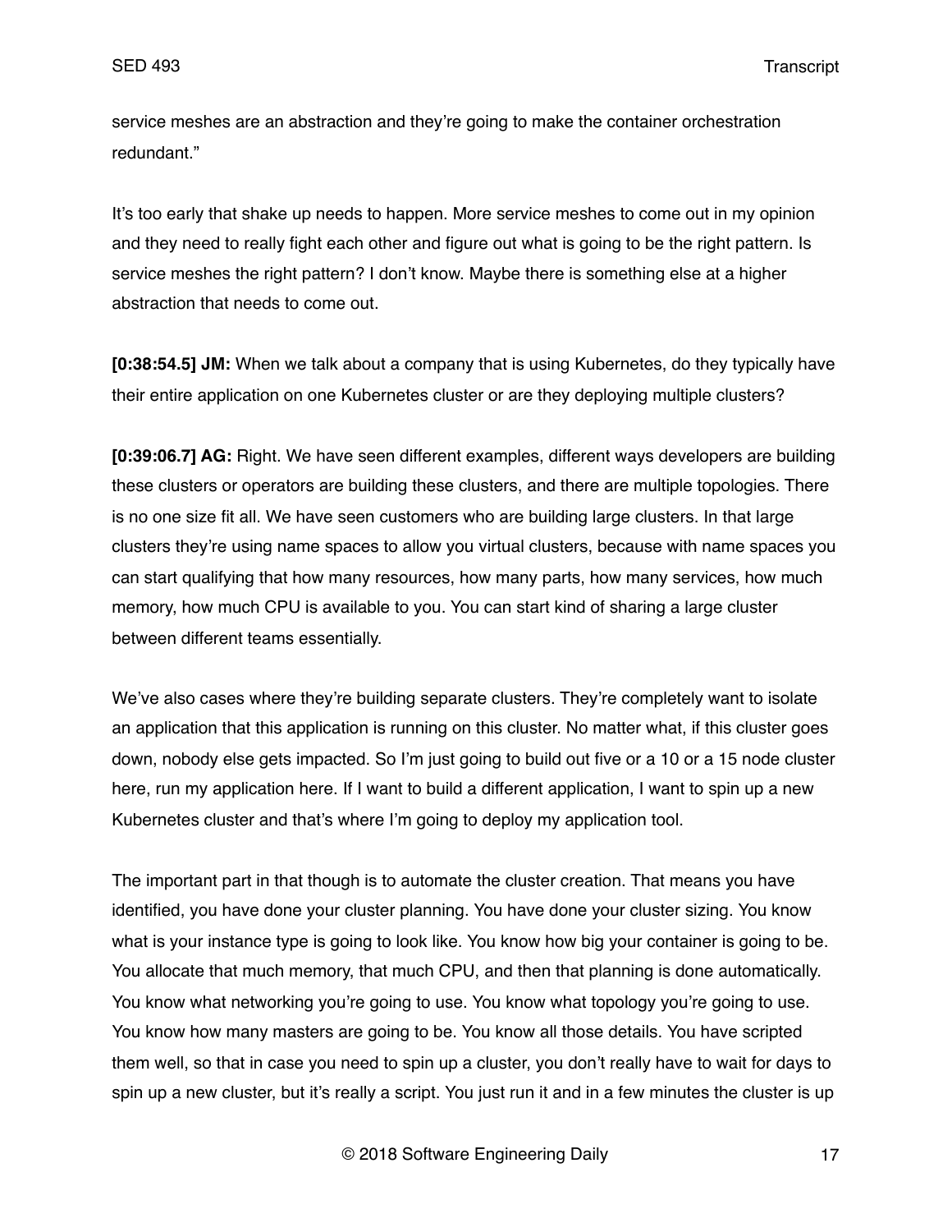service meshes are an abstraction and they're going to make the container orchestration redundant."

It's too early that shake up needs to happen. More service meshes to come out in my opinion and they need to really fight each other and figure out what is going to be the right pattern. Is service meshes the right pattern? I don't know. Maybe there is something else at a higher abstraction that needs to come out.

**[0:38:54.5] JM:** When we talk about a company that is using Kubernetes, do they typically have their entire application on one Kubernetes cluster or are they deploying multiple clusters?

**[0:39:06.7] AG:** Right. We have seen different examples, different ways developers are building these clusters or operators are building these clusters, and there are multiple topologies. There is no one size fit all. We have seen customers who are building large clusters. In that large clusters they're using name spaces to allow you virtual clusters, because with name spaces you can start qualifying that how many resources, how many parts, how many services, how much memory, how much CPU is available to you. You can start kind of sharing a large cluster between different teams essentially.

We've also cases where they're building separate clusters. They're completely want to isolate an application that this application is running on this cluster. No matter what, if this cluster goes down, nobody else gets impacted. So I'm just going to build out five or a 10 or a 15 node cluster here, run my application here. If I want to build a different application, I want to spin up a new Kubernetes cluster and that's where I'm going to deploy my application tool.

The important part in that though is to automate the cluster creation. That means you have identified, you have done your cluster planning. You have done your cluster sizing. You know what is your instance type is going to look like. You know how big your container is going to be. You allocate that much memory, that much CPU, and then that planning is done automatically. You know what networking you're going to use. You know what topology you're going to use. You know how many masters are going to be. You know all those details. You have scripted them well, so that in case you need to spin up a cluster, you don't really have to wait for days to spin up a new cluster, but it's really a script. You just run it and in a few minutes the cluster is up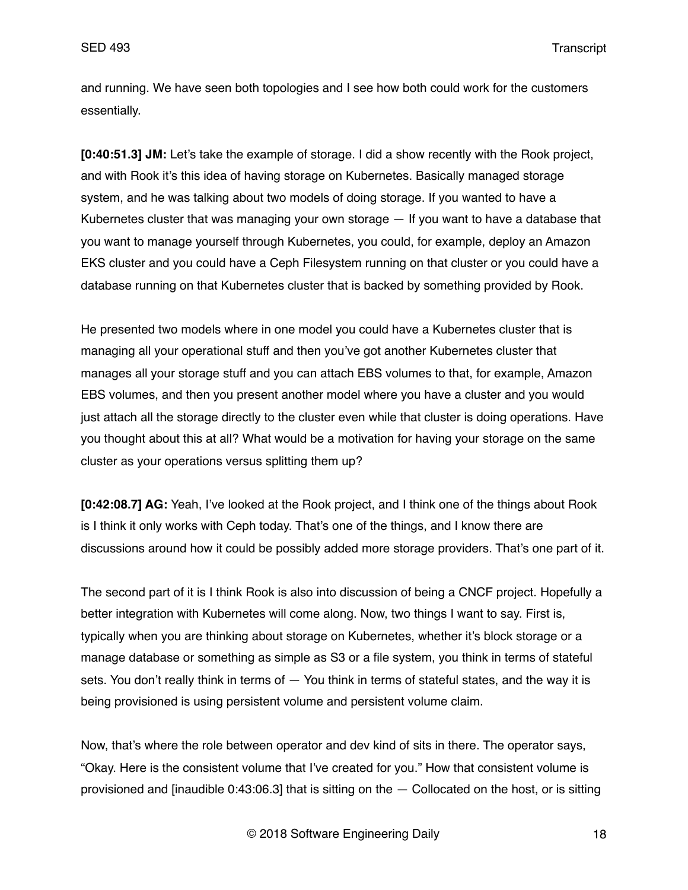and running. We have seen both topologies and I see how both could work for the customers essentially.

**[0:40:51.3] JM:** Let's take the example of storage. I did a show recently with the Rook project, and with Rook it's this idea of having storage on Kubernetes. Basically managed storage system, and he was talking about two models of doing storage. If you wanted to have a Kubernetes cluster that was managing your own storage — If you want to have a database that you want to manage yourself through Kubernetes, you could, for example, deploy an Amazon EKS cluster and you could have a Ceph Filesystem running on that cluster or you could have a database running on that Kubernetes cluster that is backed by something provided by Rook.

He presented two models where in one model you could have a Kubernetes cluster that is managing all your operational stuff and then you've got another Kubernetes cluster that manages all your storage stuff and you can attach EBS volumes to that, for example, Amazon EBS volumes, and then you present another model where you have a cluster and you would just attach all the storage directly to the cluster even while that cluster is doing operations. Have you thought about this at all? What would be a motivation for having your storage on the same cluster as your operations versus splitting them up?

**[0:42:08.7] AG:** Yeah, I've looked at the Rook project, and I think one of the things about Rook is I think it only works with Ceph today. That's one of the things, and I know there are discussions around how it could be possibly added more storage providers. That's one part of it.

The second part of it is I think Rook is also into discussion of being a CNCF project. Hopefully a better integration with Kubernetes will come along. Now, two things I want to say. First is, typically when you are thinking about storage on Kubernetes, whether it's block storage or a manage database or something as simple as S3 or a file system, you think in terms of stateful sets. You don't really think in terms of — You think in terms of stateful states, and the way it is being provisioned is using persistent volume and persistent volume claim.

Now, that's where the role between operator and dev kind of sits in there. The operator says, "Okay. Here is the consistent volume that I've created for you." How that consistent volume is provisioned and [inaudible 0:43:06.3] that is sitting on the — Collocated on the host, or is sitting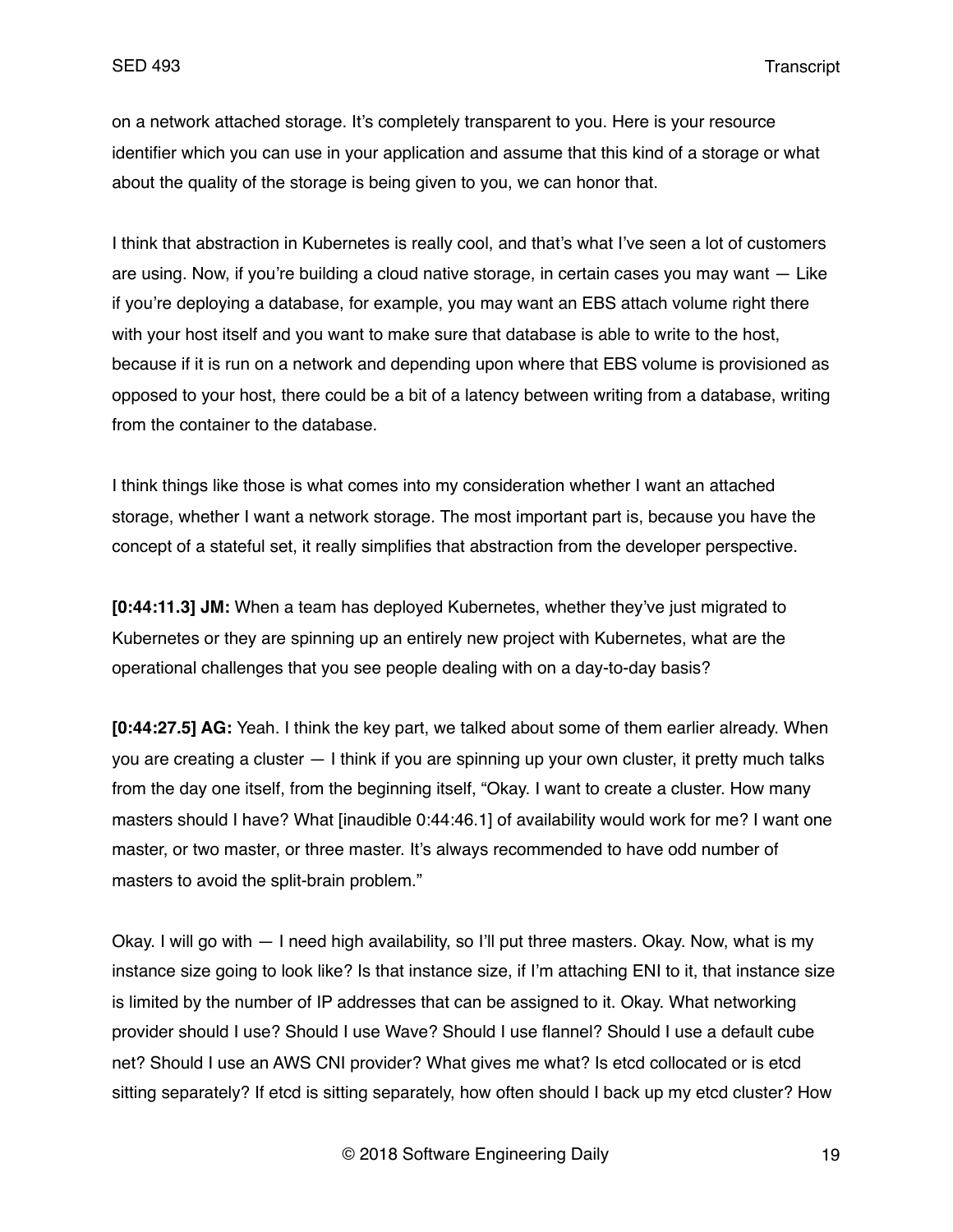on a network attached storage. It's completely transparent to you. Here is your resource identifier which you can use in your application and assume that this kind of a storage or what about the quality of the storage is being given to you, we can honor that.

I think that abstraction in Kubernetes is really cool, and that's what I've seen a lot of customers are using. Now, if you're building a cloud native storage, in certain cases you may want — Like if you're deploying a database, for example, you may want an EBS attach volume right there with your host itself and you want to make sure that database is able to write to the host, because if it is run on a network and depending upon where that EBS volume is provisioned as opposed to your host, there could be a bit of a latency between writing from a database, writing from the container to the database.

I think things like those is what comes into my consideration whether I want an attached storage, whether I want a network storage. The most important part is, because you have the concept of a stateful set, it really simplifies that abstraction from the developer perspective.

**[0:44:11.3] JM:** When a team has deployed Kubernetes, whether they've just migrated to Kubernetes or they are spinning up an entirely new project with Kubernetes, what are the operational challenges that you see people dealing with on a day-to-day basis?

**[0:44:27.5] AG:** Yeah. I think the key part, we talked about some of them earlier already. When you are creating a cluster — I think if you are spinning up your own cluster, it pretty much talks from the day one itself, from the beginning itself, "Okay. I want to create a cluster. How many masters should I have? What [inaudible 0:44:46.1] of availability would work for me? I want one master, or two master, or three master. It's always recommended to have odd number of masters to avoid the split-brain problem."

Okay. I will go with — I need high availability, so I'll put three masters. Okay. Now, what is my instance size going to look like? Is that instance size, if I'm attaching ENI to it, that instance size is limited by the number of IP addresses that can be assigned to it. Okay. What networking provider should I use? Should I use Wave? Should I use flannel? Should I use a default cube net? Should I use an AWS CNI provider? What gives me what? Is etcd collocated or is etcd sitting separately? If etcd is sitting separately, how often should I back up my etcd cluster? How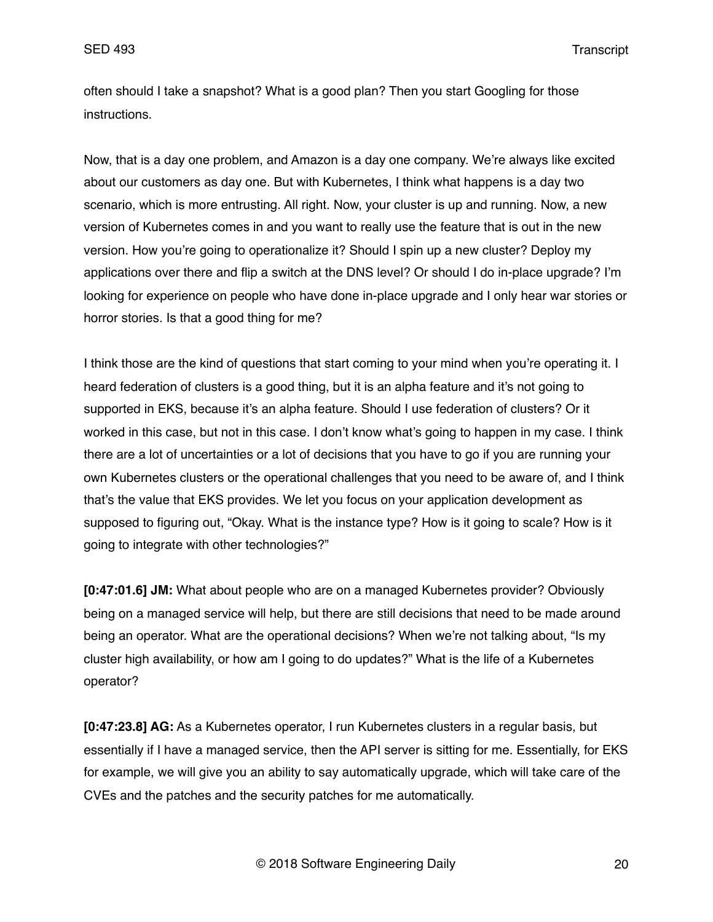often should I take a snapshot? What is a good plan? Then you start Googling for those instructions.

Now, that is a day one problem, and Amazon is a day one company. We're always like excited about our customers as day one. But with Kubernetes, I think what happens is a day two scenario, which is more entrusting. All right. Now, your cluster is up and running. Now, a new version of Kubernetes comes in and you want to really use the feature that is out in the new version. How you're going to operationalize it? Should I spin up a new cluster? Deploy my applications over there and flip a switch at the DNS level? Or should I do in-place upgrade? I'm looking for experience on people who have done in-place upgrade and I only hear war stories or horror stories. Is that a good thing for me?

I think those are the kind of questions that start coming to your mind when you're operating it. I heard federation of clusters is a good thing, but it is an alpha feature and it's not going to supported in EKS, because it's an alpha feature. Should I use federation of clusters? Or it worked in this case, but not in this case. I don't know what's going to happen in my case. I think there are a lot of uncertainties or a lot of decisions that you have to go if you are running your own Kubernetes clusters or the operational challenges that you need to be aware of, and I think that's the value that EKS provides. We let you focus on your application development as supposed to figuring out, "Okay. What is the instance type? How is it going to scale? How is it going to integrate with other technologies?"

**[0:47:01.6] JM:** What about people who are on a managed Kubernetes provider? Obviously being on a managed service will help, but there are still decisions that need to be made around being an operator. What are the operational decisions? When we're not talking about, "Is my cluster high availability, or how am I going to do updates?" What is the life of a Kubernetes operator?

**[0:47:23.8] AG:** As a Kubernetes operator, I run Kubernetes clusters in a regular basis, but essentially if I have a managed service, then the API server is sitting for me. Essentially, for EKS for example, we will give you an ability to say automatically upgrade, which will take care of the CVEs and the patches and the security patches for me automatically.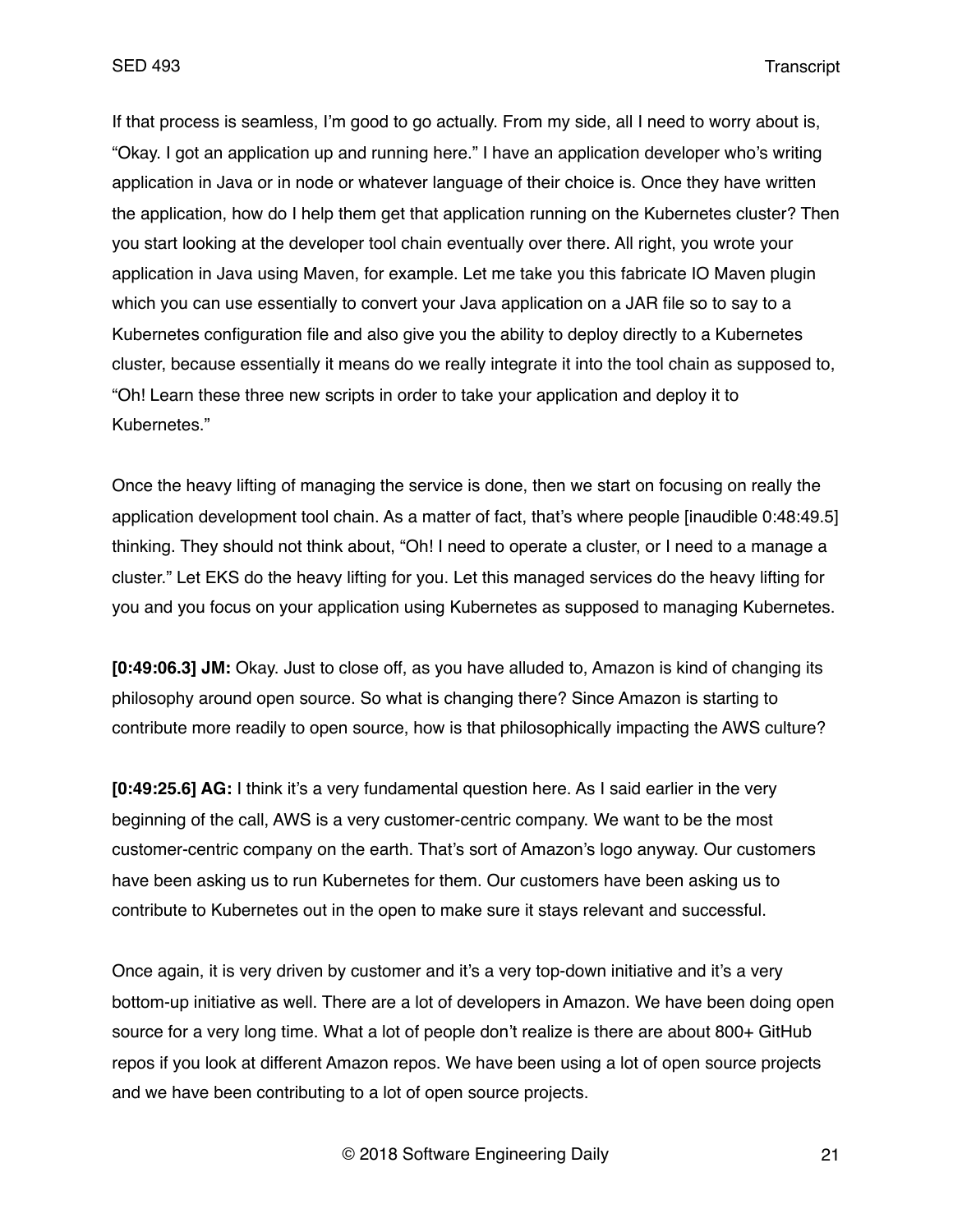If that process is seamless, I'm good to go actually. From my side, all I need to worry about is, "Okay. I got an application up and running here." I have an application developer who's writing application in Java or in node or whatever language of their choice is. Once they have written the application, how do I help them get that application running on the Kubernetes cluster? Then you start looking at the developer tool chain eventually over there. All right, you wrote your application in Java using Maven, for example. Let me take you this fabricate IO Maven plugin which you can use essentially to convert your Java application on a JAR file so to say to a Kubernetes configuration file and also give you the ability to deploy directly to a Kubernetes cluster, because essentially it means do we really integrate it into the tool chain as supposed to, "Oh! Learn these three new scripts in order to take your application and deploy it to Kubernetes."

Once the heavy lifting of managing the service is done, then we start on focusing on really the application development tool chain. As a matter of fact, that's where people [inaudible 0:48:49.5] thinking. They should not think about, "Oh! I need to operate a cluster, or I need to a manage a cluster." Let EKS do the heavy lifting for you. Let this managed services do the heavy lifting for you and you focus on your application using Kubernetes as supposed to managing Kubernetes.

**[0:49:06.3] JM:** Okay. Just to close off, as you have alluded to, Amazon is kind of changing its philosophy around open source. So what is changing there? Since Amazon is starting to contribute more readily to open source, how is that philosophically impacting the AWS culture?

**[0:49:25.6] AG:** I think it's a very fundamental question here. As I said earlier in the very beginning of the call, AWS is a very customer-centric company. We want to be the most customer-centric company on the earth. That's sort of Amazon's logo anyway. Our customers have been asking us to run Kubernetes for them. Our customers have been asking us to contribute to Kubernetes out in the open to make sure it stays relevant and successful.

Once again, it is very driven by customer and it's a very top-down initiative and it's a very bottom-up initiative as well. There are a lot of developers in Amazon. We have been doing open source for a very long time. What a lot of people don't realize is there are about 800+ GitHub repos if you look at different Amazon repos. We have been using a lot of open source projects and we have been contributing to a lot of open source projects.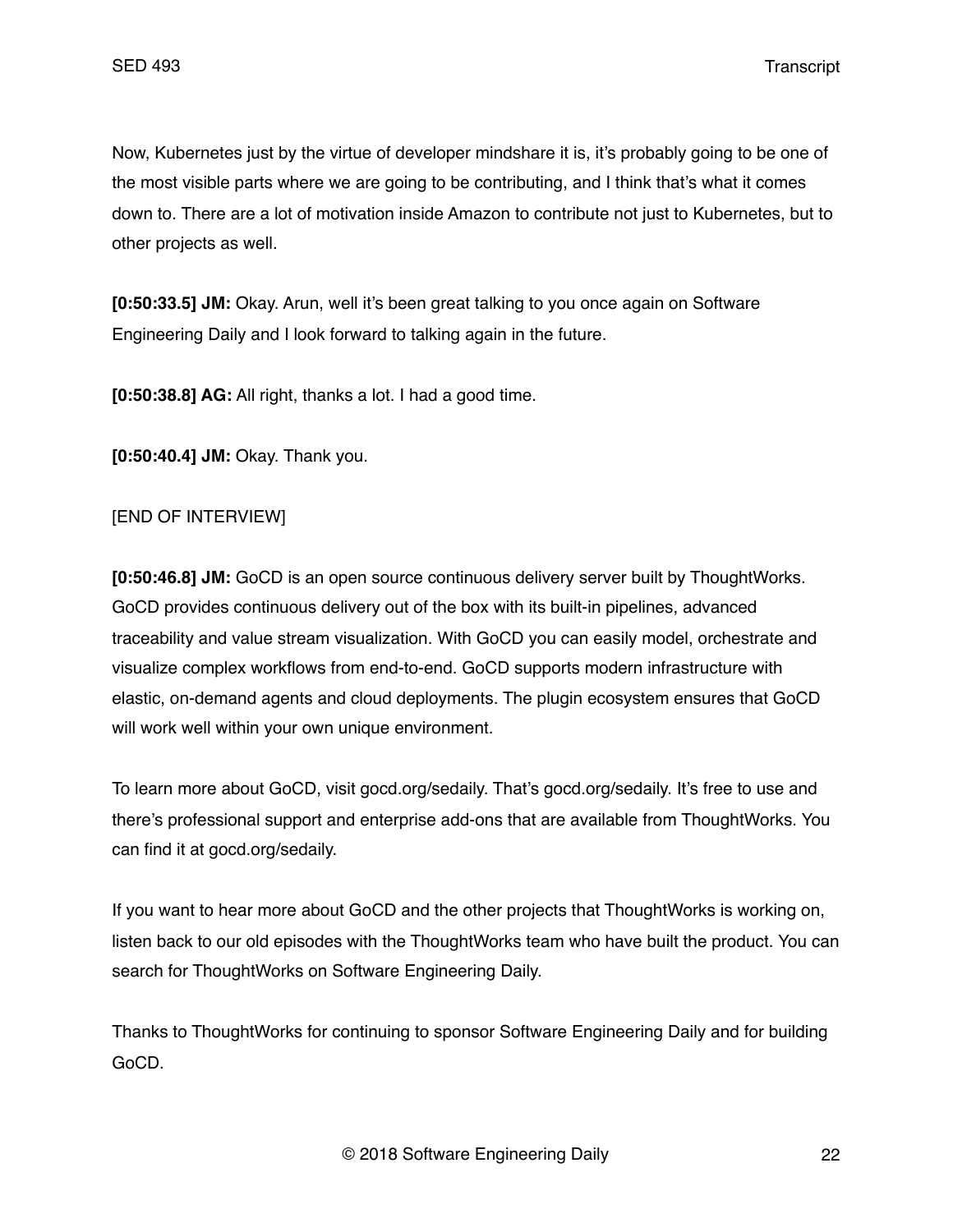Now, Kubernetes just by the virtue of developer mindshare it is, it's probably going to be one of the most visible parts where we are going to be contributing, and I think that's what it comes down to. There are a lot of motivation inside Amazon to contribute not just to Kubernetes, but to other projects as well.

**[0:50:33.5] JM:** Okay. Arun, well it's been great talking to you once again on Software Engineering Daily and I look forward to talking again in the future.

**[0:50:38.8] AG:** All right, thanks a lot. I had a good time.

**[0:50:40.4] JM:** Okay. Thank you.

[END OF INTERVIEW]

**[0:50:46.8] JM:** GoCD is an open source continuous delivery server built by ThoughtWorks. GoCD provides continuous delivery out of the box with its built-in pipelines, advanced traceability and value stream visualization. With GoCD you can easily model, orchestrate and visualize complex workflows from end-to-end. GoCD supports modern infrastructure with elastic, on-demand agents and cloud deployments. The plugin ecosystem ensures that GoCD will work well within your own unique environment.

To learn more about GoCD, visit gocd.org/sedaily. That's gocd.org/sedaily. It's free to use and there's professional support and enterprise add-ons that are available from ThoughtWorks. You can find it at gocd.org/sedaily.

If you want to hear more about GoCD and the other projects that ThoughtWorks is working on, listen back to our old episodes with the ThoughtWorks team who have built the product. You can search for ThoughtWorks on Software Engineering Daily.

Thanks to ThoughtWorks for continuing to sponsor Software Engineering Daily and for building GoCD.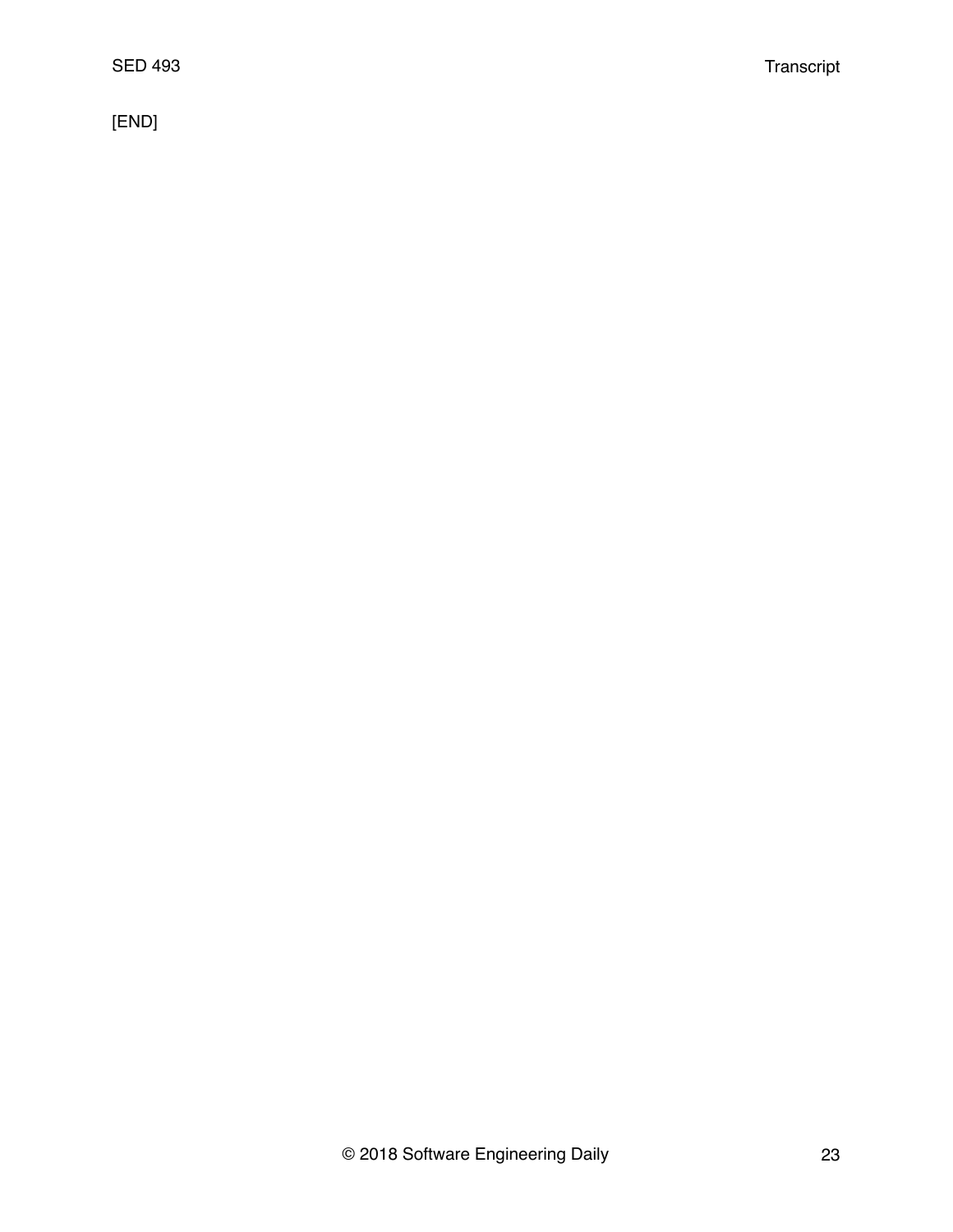[END]